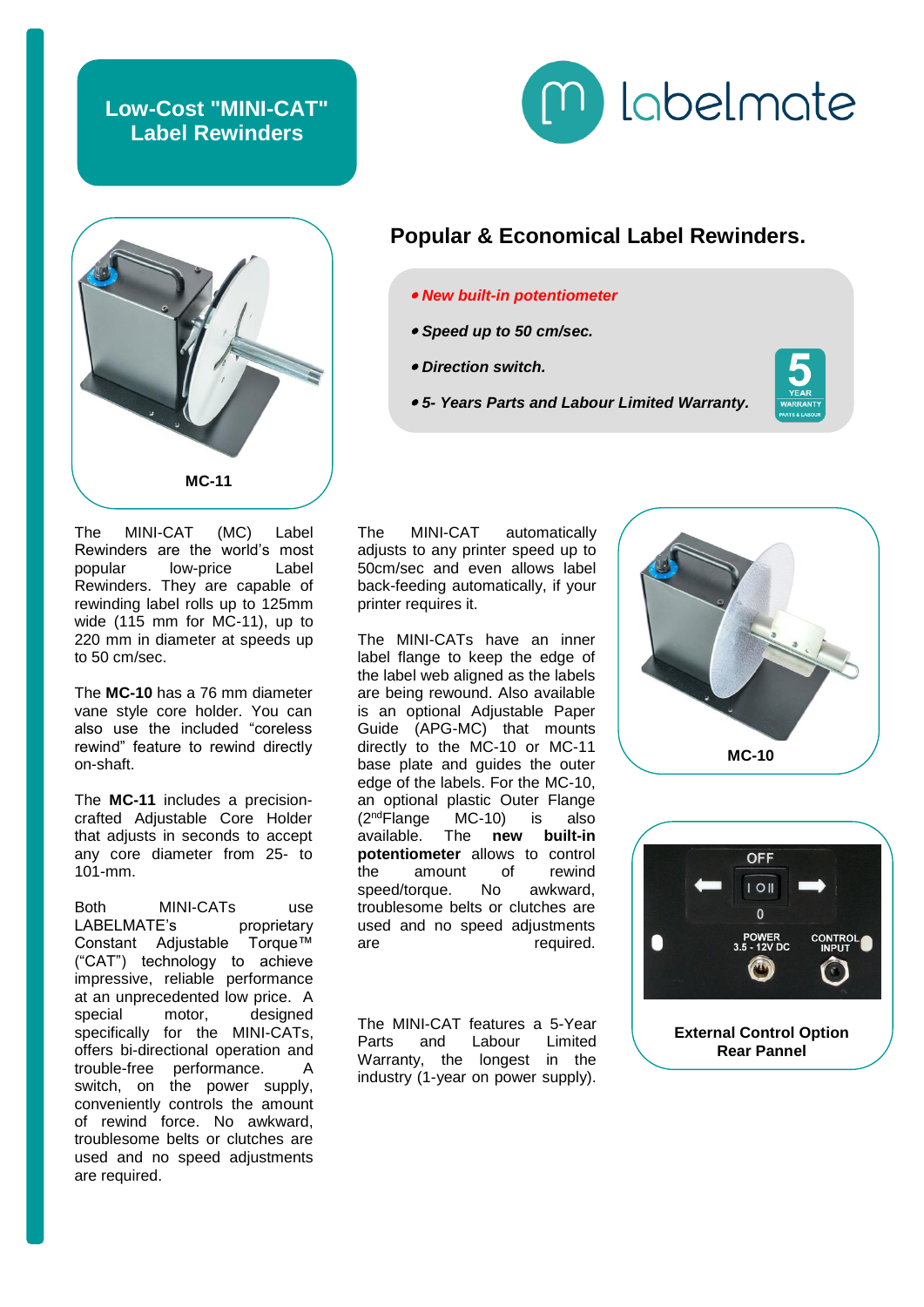# Low-Cost "MINI-CAT" Label Rewinders

labelmate

## Popular & Economical Label Rewinders.

- ***New built-in potentiometer***
- ***Speed up to 50 cm/sec.***
- ***Direction switch.***
- ***5- Years Parts and Labour Limited Warranty.***

5 YEAR WARRANTY PARTS & LABOUR

**MC-11**

The MINI-CAT (MC) Label Rewinders are the world's most popular low-price Label Rewinders. They are capable of rewinding label rolls up to 125mm wide (115 mm for MC-11), up to 220 mm in diameter at speeds up to 50 cm/sec.

The **MC-10** has a 76 mm diameter vane style core holder. You can also use the included "coreless rewind" feature to rewind directly on-shaft.

The **MC-11** includes a precision-crafted Adjustable Core Holder that adjusts in seconds to accept any core diameter from 25- to 101-mm.

Both MINI-CATs use LABELMATE's proprietary Constant Adjustable Torque™ ("CAT") technology to achieve impressive, reliable performance at an unprecedented low price. A special motor, designed specifically for the MINI-CATs, offers bi-directional operation and trouble-free performance. A switch, on the power supply, conveniently controls the amount of rewind force. No awkward, troublesome belts or clutches are used and no speed adjustments are required.

The MINI-CAT automatically adjusts to any printer speed up to 50cm/sec and even allows label back-feeding automatically, if your printer requires it.

The MINI-CATs have an inner label flange to keep the edge of the label web aligned as the labels are being rewound. Also available is an optional Adjustable Paper Guide (APG-MC) that mounts directly to the MC-10 or MC-11 base plate and guides the outer edge of the labels. For the MC-10, an optional plastic Outer Flange (2nd Flange MC-10) is also available. The **new built-in potentiometer** allows to control the amount of rewind speed/torque. No awkward, troublesome belts or clutches are used and no speed adjustments are required.

The MINI-CAT features a 5-Year Parts and Labour Limited Warranty, the longest in the industry (1-year on power supply).

**MC-10**

OFF
I O II
0
POWER 3.5 - 12V DC
CONTROL INPUT

**External Control Option Rear Pannel**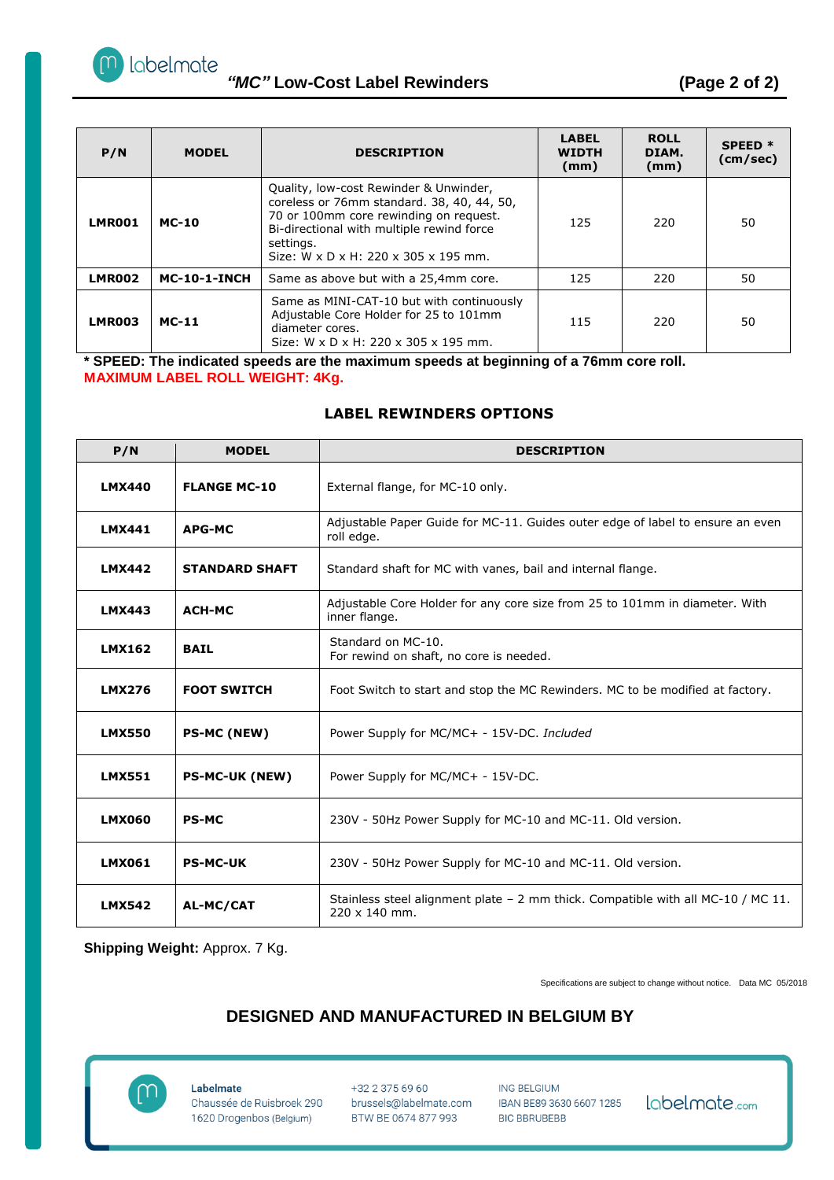| P/N | MODEL | DESCRIPTION | LABEL WIDTH (mm) | ROLL DIAM. (mm) | SPEED * (cm/sec) |
|---|---|---|---|---|---|
| **LMR001** | **MC-10** | Quality, low-cost Rewinder & Unwinder, coreless or 76mm standard. 38, 40, 44, 50, 70 or 100mm core rewinding on request. Bi-directional with multiple rewind force settings. Size: W x D x H: 220 x 305 x 195 mm. | 125 | 220 | 50 |
| **LMR002** | **MC-10-1-INCH** | Same as above but with a 25,4mm core. | 125 | 220 | 50 |
| **LMR003** | **MC-11** | Same as MINI-CAT-10 but with continuously Adjustable Core Holder for 25 to 101mm diameter cores. Size: W x D x H: 220 x 305 x 195 mm. | 115 | 220 | 50 |

**\* SPEED: The indicated speeds are the maximum speeds at beginning of a 76mm core roll.**
**MAXIMUM LABEL ROLL WEIGHT: 4Kg.**

## LABEL REWINDERS OPTIONS

| P/N | MODEL | DESCRIPTION |
|---|---|---|
| **LMX440** | **FLANGE MC-10** | External flange, for MC-10 only. |
| **LMX441** | **APG-MC** | Adjustable Paper Guide for MC-11. Guides outer edge of label to ensure an even roll edge. |
| **LMX442** | **STANDARD SHAFT** | Standard shaft for MC with vanes, bail and internal flange. |
| **LMX443** | **ACH-MC** | Adjustable Core Holder for any core size from 25 to 101mm in diameter. With inner flange. |
| **LMX162** | **BAIL** | Standard on MC-10. For rewind on shaft, no core is needed. |
| **LMX276** | **FOOT SWITCH** | Foot Switch to start and stop the MC Rewinders. MC to be modified at factory. |
| **LMX550** | **PS-MC (NEW)** | Power Supply for MC/MC+ - 15V-DC. *Included* |
| **LMX551** | **PS-MC-UK (NEW)** | Power Supply for MC/MC+ - 15V-DC. |
| **LMX060** | **PS-MC** | 230V - 50Hz Power Supply for MC-10 and MC-11. Old version. |
| **LMX061** | **PS-MC-UK** | 230V - 50Hz Power Supply for MC-10 and MC-11. Old version. |
| **LMX542** | **AL-MC/CAT** | Stainless steel alignment plate – 2 mm thick. Compatible with all MC-10 / MC 11. 220 x 140 mm. |

**Shipping Weight:** Approx. 7 Kg.

Specifications are subject to change without notice. Data MC 05/2018

## DESIGNED AND MANUFACTURED IN BELGIUM BY

Labelmate
Chaussée de Ruisbroek 290
1620 Drogenbos (Belgium)

+32 2 375 69 60
brussels@labelmate.com
BTW BE 0674 877 993

ING BELGIUM
IBAN BE89 3630 6607 1285
BIC BBRUBEBB

labelmate.com